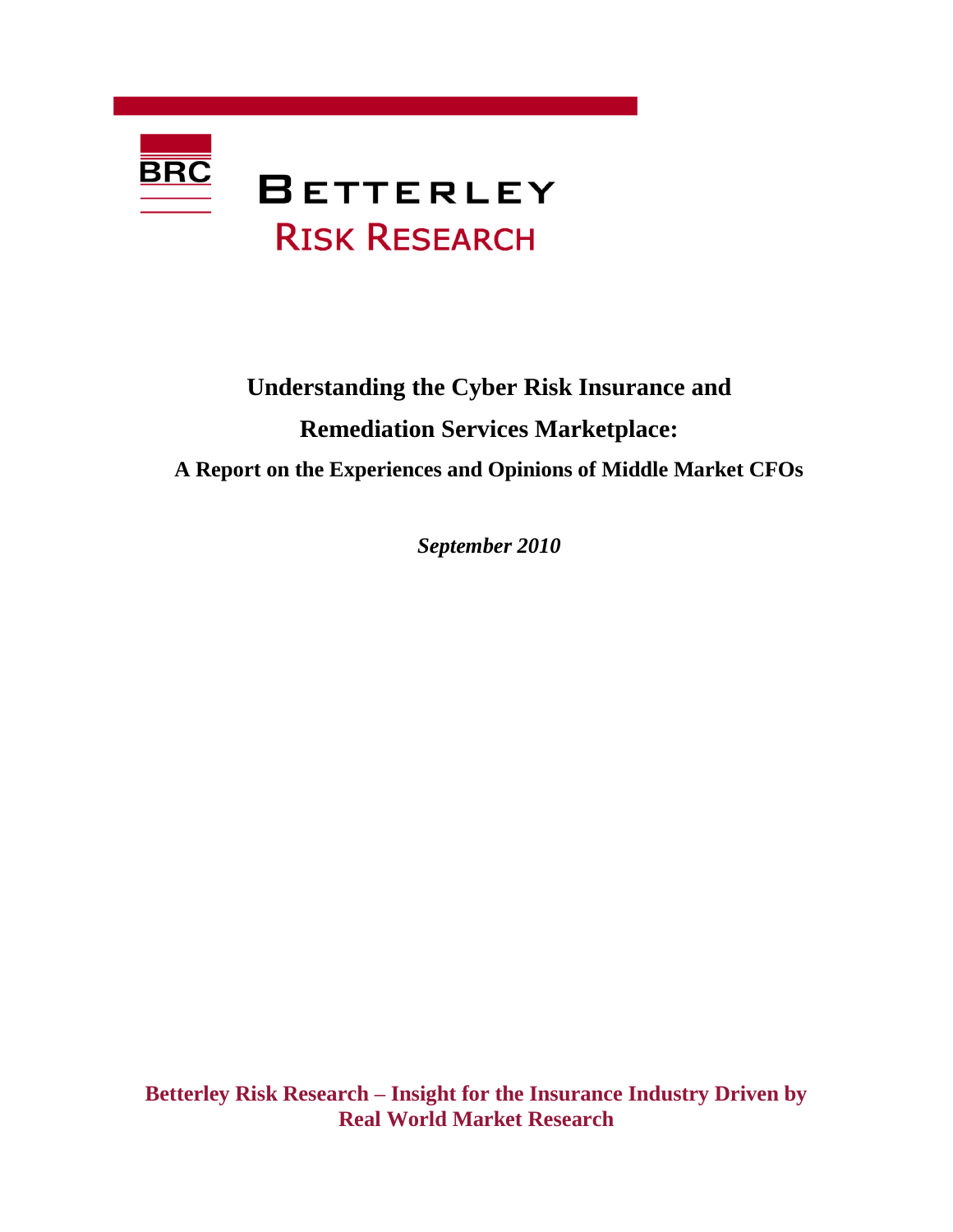BRC

BETTERLEY
RISK RESEARCH

# Understanding the Cyber Risk Insurance and Remediation Services Marketplace:

## A Report on the Experiences and Opinions of Middle Market CFOs

*September 2010*

**Betterley Risk Research – Insight for the Insurance Industry Driven by Real World Market Research**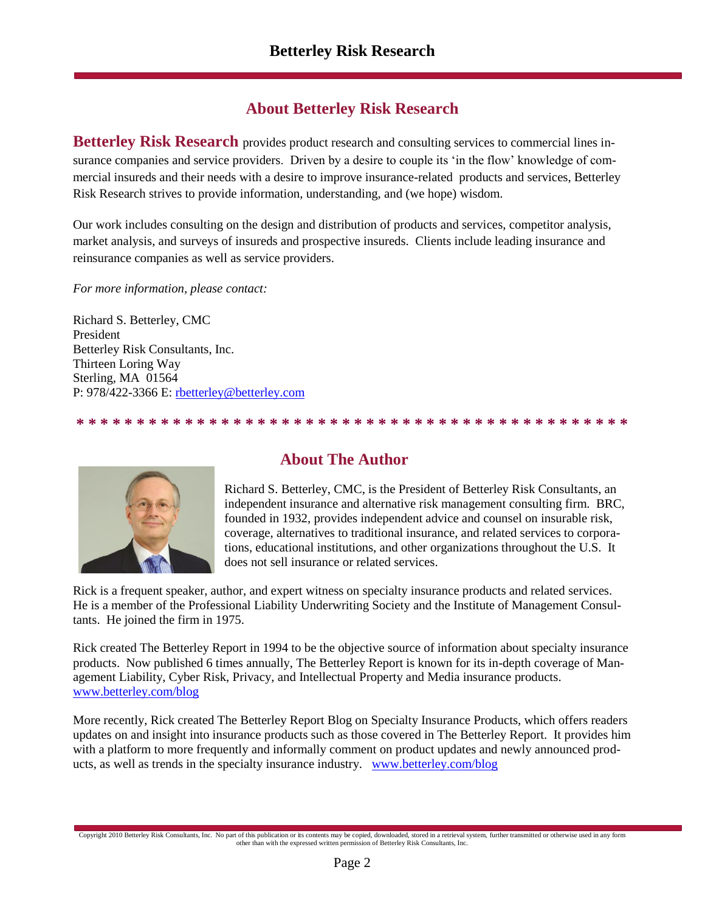## About Betterley Risk Research

**Betterley Risk Research** provides product research and consulting services to commercial lines insurance companies and service providers. Driven by a desire to couple its 'in the flow' knowledge of commercial insureds and their needs with a desire to improve insurance-related products and services, Betterley Risk Research strives to provide information, understanding, and (we hope) wisdom.

Our work includes consulting on the design and distribution of products and services, competitor analysis, market analysis, and surveys of insureds and prospective insureds. Clients include leading insurance and reinsurance companies as well as service providers.

*For more information, please contact:*

Richard S. Betterley, CMC
President
Betterley Risk Consultants, Inc.
Thirteen Loring Way
Sterling, MA 01564
P: 978/422-3366 E: rbetterley@betterley.com

\* \* \* \* \* \* \* \* \* \* \* \* \* \* \* \* \* \* \* \* \* \* \* \* \* \* \* \* \* \* \* \* \* \* \* \* \* \* \* \* \* \* \* \* \* \* \*

## About The Author

Richard S. Betterley, CMC, is the President of Betterley Risk Consultants, an independent insurance and alternative risk management consulting firm. BRC, founded in 1932, provides independent advice and counsel on insurable risk, coverage, alternatives to traditional insurance, and related services to corporations, educational institutions, and other organizations throughout the U.S. It does not sell insurance or related services.

Rick is a frequent speaker, author, and expert witness on specialty insurance products and related services. He is a member of the Professional Liability Underwriting Society and the Institute of Management Consultants. He joined the firm in 1975.

Rick created The Betterley Report in 1994 to be the objective source of information about specialty insurance products. Now published 6 times annually, The Betterley Report is known for its in-depth coverage of Management Liability, Cyber Risk, Privacy, and Intellectual Property and Media insurance products. www.betterley.com/blog

More recently, Rick created The Betterley Report Blog on Specialty Insurance Products, which offers readers updates on and insight into insurance products such as those covered in The Betterley Report. It provides him with a platform to more frequently and informally comment on product updates and newly announced products, as well as trends in the specialty insurance industry. www.betterley.com/blog

Copyright 2010 Betterley Risk Consultants, Inc. No part of this publication or its contents may be copied, downloaded, stored in a retrieval system, further transmitted or otherwise used in any form other than with the expressed written permission of Betterley Risk Consultants, Inc.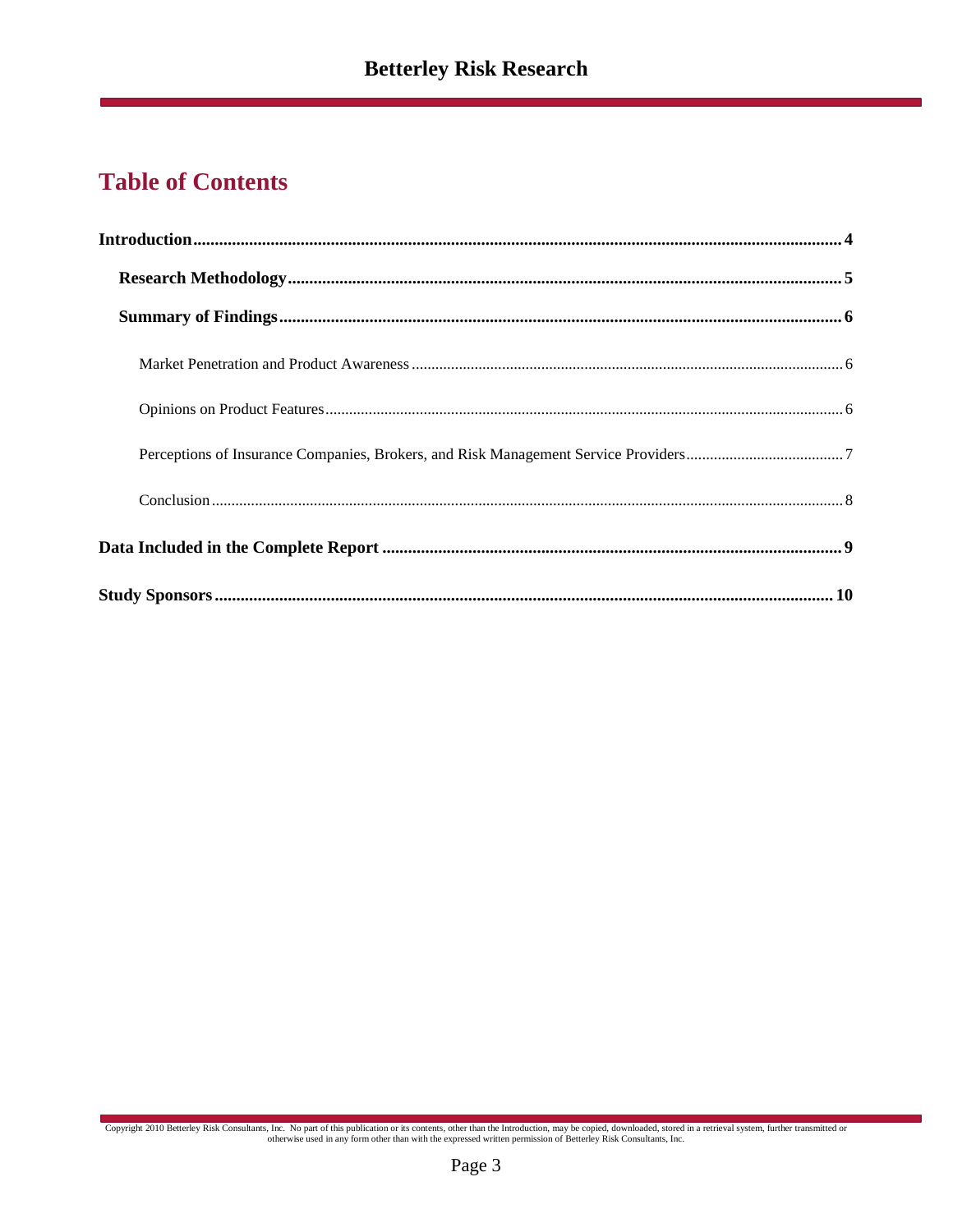# Table of Contents

**Introduction** .................................................... **4**

- **Research Methodology** .................................................... **5**
- **Summary of Findings** .................................................... **6**
  - Market Penetration and Product Awareness .................................................... 6
  - Opinions on Product Features .................................................... 6
  - Perceptions of Insurance Companies, Brokers, and Risk Management Service Providers .................................................... 7
  - Conclusion .................................................... 8

**Data Included in the Complete Report** .................................................... **9**

**Study Sponsors** .................................................... **10**

Copyright 2010 Betterley Risk Consultants, Inc. No part of this publication or its contents, other than the Introduction, may be copied, downloaded, stored in a retrieval system, further transmitted or otherwise used in any form other than with the expressed written permission of Betterley Risk Consultants, Inc.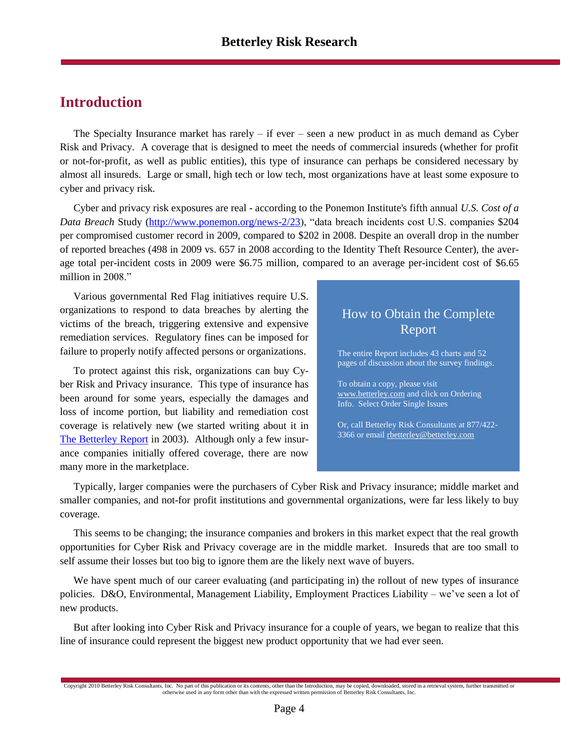# Introduction

The Specialty Insurance market has rarely – if ever – seen a new product in as much demand as Cyber Risk and Privacy. A coverage that is designed to meet the needs of commercial insureds (whether for profit or not-for-profit, as well as public entities), this type of insurance can perhaps be considered necessary by almost all insureds. Large or small, high tech or low tech, most organizations have at least some exposure to cyber and privacy risk.

Cyber and privacy risk exposures are real - according to the Ponemon Institute's fifth annual *U.S. Cost of a Data Breach* Study (http://www.ponemon.org/news-2/23), "data breach incidents cost U.S. companies $204 per compromised customer record in 2009, compared to $202 in 2008. Despite an overall drop in the number of reported breaches (498 in 2009 vs. 657 in 2008 according to the Identity Theft Resource Center), the average total per-incident costs in 2009 were $6.75 million, compared to an average per-incident cost of $6.65 million in 2008."

Various governmental Red Flag initiatives require U.S. organizations to respond to data breaches by alerting the victims of the breach, triggering extensive and expensive remediation services. Regulatory fines can be imposed for failure to properly notify affected persons or organizations.

To protect against this risk, organizations can buy Cyber Risk and Privacy insurance. This type of insurance has been around for some years, especially the damages and loss of income portion, but liability and remediation cost coverage is relatively new (we started writing about it in The Betterley Report in 2003). Although only a few insurance companies initially offered coverage, there are now many more in the marketplace.

> ## How to Obtain the Complete Report
>
> The entire Report includes 43 charts and 52 pages of discussion about the survey findings.
>
> To obtain a copy, please visit www.betterley.com and click on Ordering Info. Select Order Single Issues
>
> Or, call Betterley Risk Consultants at 877/422-3366 or email rbetterley@betterley.com

Typically, larger companies were the purchasers of Cyber Risk and Privacy insurance; middle market and smaller companies, and not-for profit institutions and governmental organizations, were far less likely to buy coverage.

This seems to be changing; the insurance companies and brokers in this market expect that the real growth opportunities for Cyber Risk and Privacy coverage are in the middle market. Insureds that are too small to self assume their losses but too big to ignore them are the likely next wave of buyers.

We have spent much of our career evaluating (and participating in) the rollout of new types of insurance policies. D&O, Environmental, Management Liability, Employment Practices Liability – we've seen a lot of new products.

But after looking into Cyber Risk and Privacy insurance for a couple of years, we began to realize that this line of insurance could represent the biggest new product opportunity that we had ever seen.

Copyright 2010 Betterley Risk Consultants, Inc. No part of this publication or its contents, other than the Introduction, may be copied, downloaded, stored in a retrieval system, further transmitted or otherwise used in any form other than with the expressed written permission of Betterley Risk Consultants, Inc.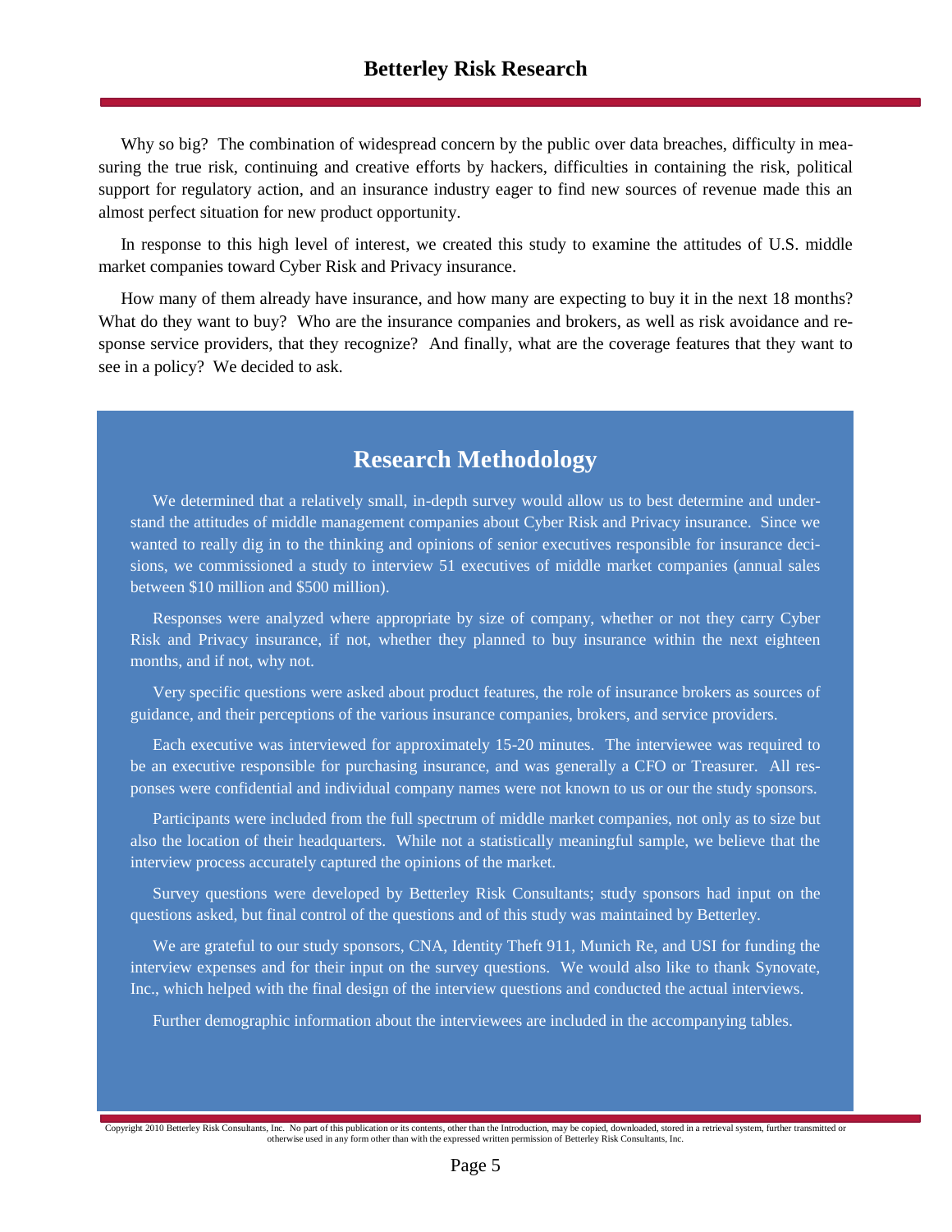Why so big? The combination of widespread concern by the public over data breaches, difficulty in measuring the true risk, continuing and creative efforts by hackers, difficulties in containing the risk, political support for regulatory action, and an insurance industry eager to find new sources of revenue made this an almost perfect situation for new product opportunity.

In response to this high level of interest, we created this study to examine the attitudes of U.S. middle market companies toward Cyber Risk and Privacy insurance.

How many of them already have insurance, and how many are expecting to buy it in the next 18 months? What do they want to buy? Who are the insurance companies and brokers, as well as risk avoidance and response service providers, that they recognize? And finally, what are the coverage features that they want to see in a policy? We decided to ask.

## Research Methodology

We determined that a relatively small, in-depth survey would allow us to best determine and understand the attitudes of middle management companies about Cyber Risk and Privacy insurance. Since we wanted to really dig in to the thinking and opinions of senior executives responsible for insurance decisions, we commissioned a study to interview 51 executives of middle market companies (annual sales between $10 million and $500 million).

Responses were analyzed where appropriate by size of company, whether or not they carry Cyber Risk and Privacy insurance, if not, whether they planned to buy insurance within the next eighteen months, and if not, why not.

Very specific questions were asked about product features, the role of insurance brokers as sources of guidance, and their perceptions of the various insurance companies, brokers, and service providers.

Each executive was interviewed for approximately 15-20 minutes. The interviewee was required to be an executive responsible for purchasing insurance, and was generally a CFO or Treasurer. All responses were confidential and individual company names were not known to us or our the study sponsors.

Participants were included from the full spectrum of middle market companies, not only as to size but also the location of their headquarters. While not a statistically meaningful sample, we believe that the interview process accurately captured the opinions of the market.

Survey questions were developed by Betterley Risk Consultants; study sponsors had input on the questions asked, but final control of the questions and of this study was maintained by Betterley.

We are grateful to our study sponsors, CNA, Identity Theft 911, Munich Re, and USI for funding the interview expenses and for their input on the survey questions. We would also like to thank Synovate, Inc., which helped with the final design of the interview questions and conducted the actual interviews.

Further demographic information about the interviewees are included in the accompanying tables.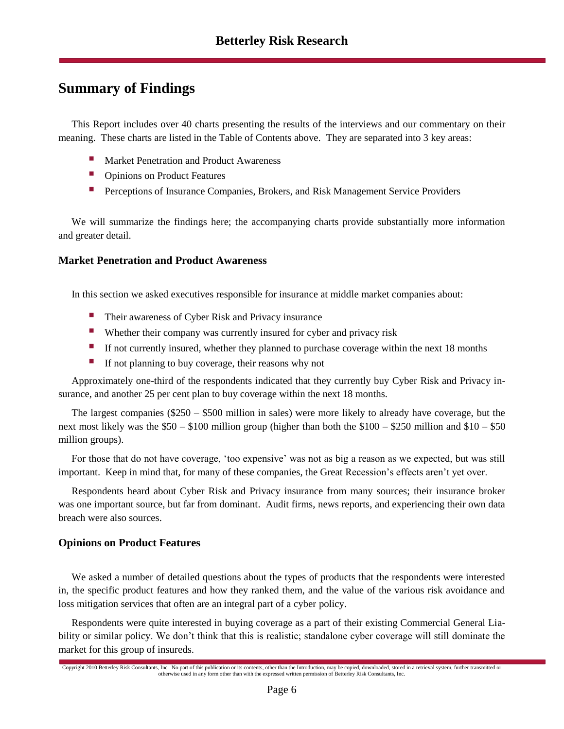## Summary of Findings

This Report includes over 40 charts presenting the results of the interviews and our commentary on their meaning. These charts are listed in the Table of Contents above. They are separated into 3 key areas:

- Market Penetration and Product Awareness
- Opinions on Product Features
- Perceptions of Insurance Companies, Brokers, and Risk Management Service Providers

We will summarize the findings here; the accompanying charts provide substantially more information and greater detail.

### Market Penetration and Product Awareness

In this section we asked executives responsible for insurance at middle market companies about:

- Their awareness of Cyber Risk and Privacy insurance
- Whether their company was currently insured for cyber and privacy risk
- If not currently insured, whether they planned to purchase coverage within the next 18 months
- If not planning to buy coverage, their reasons why not

Approximately one-third of the respondents indicated that they currently buy Cyber Risk and Privacy insurance, and another 25 per cent plan to buy coverage within the next 18 months.

The largest companies ($250 – $500 million in sales) were more likely to already have coverage, but the next most likely was the $50 – $100 million group (higher than both the $100 – $250 million and $10 – $50 million groups).

For those that do not have coverage, 'too expensive' was not as big a reason as we expected, but was still important. Keep in mind that, for many of these companies, the Great Recession's effects aren't yet over.

Respondents heard about Cyber Risk and Privacy insurance from many sources; their insurance broker was one important source, but far from dominant. Audit firms, news reports, and experiencing their own data breach were also sources.

### Opinions on Product Features

We asked a number of detailed questions about the types of products that the respondents were interested in, the specific product features and how they ranked them, and the value of the various risk avoidance and loss mitigation services that often are an integral part of a cyber policy.

Respondents were quite interested in buying coverage as a part of their existing Commercial General Liability or similar policy. We don't think that this is realistic; standalone cyber coverage will still dominate the market for this group of insureds.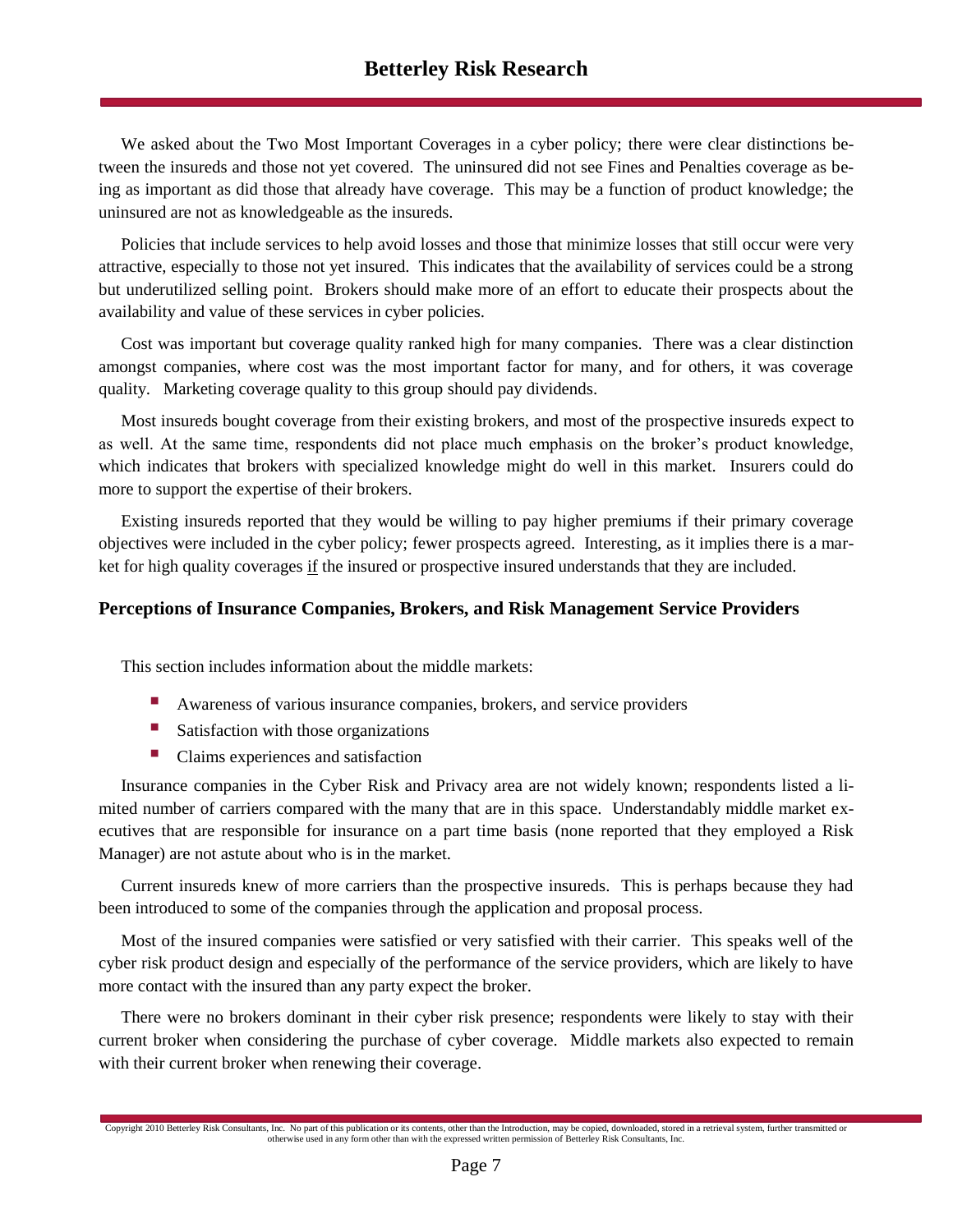We asked about the Two Most Important Coverages in a cyber policy; there were clear distinctions between the insureds and those not yet covered. The uninsured did not see Fines and Penalties coverage as being as important as did those that already have coverage. This may be a function of product knowledge; the uninsured are not as knowledgeable as the insureds.

Policies that include services to help avoid losses and those that minimize losses that still occur were very attractive, especially to those not yet insured. This indicates that the availability of services could be a strong but underutilized selling point. Brokers should make more of an effort to educate their prospects about the availability and value of these services in cyber policies.

Cost was important but coverage quality ranked high for many companies. There was a clear distinction amongst companies, where cost was the most important factor for many, and for others, it was coverage quality. Marketing coverage quality to this group should pay dividends.

Most insureds bought coverage from their existing brokers, and most of the prospective insureds expect to as well. At the same time, respondents did not place much emphasis on the broker's product knowledge, which indicates that brokers with specialized knowledge might do well in this market. Insurers could do more to support the expertise of their brokers.

Existing insureds reported that they would be willing to pay higher premiums if their primary coverage objectives were included in the cyber policy; fewer prospects agreed. Interesting, as it implies there is a market for high quality coverages <u>if</u> the insured or prospective insured understands that they are included.

### Perceptions of Insurance Companies, Brokers, and Risk Management Service Providers

This section includes information about the middle markets:

- Awareness of various insurance companies, brokers, and service providers
- Satisfaction with those organizations
- Claims experiences and satisfaction

Insurance companies in the Cyber Risk and Privacy area are not widely known; respondents listed a limited number of carriers compared with the many that are in this space. Understandably middle market executives that are responsible for insurance on a part time basis (none reported that they employed a Risk Manager) are not astute about who is in the market.

Current insureds knew of more carriers than the prospective insureds. This is perhaps because they had been introduced to some of the companies through the application and proposal process.

Most of the insured companies were satisfied or very satisfied with their carrier. This speaks well of the cyber risk product design and especially of the performance of the service providers, which are likely to have more contact with the insured than any party expect the broker.

There were no brokers dominant in their cyber risk presence; respondents were likely to stay with their current broker when considering the purchase of cyber coverage. Middle markets also expected to remain with their current broker when renewing their coverage.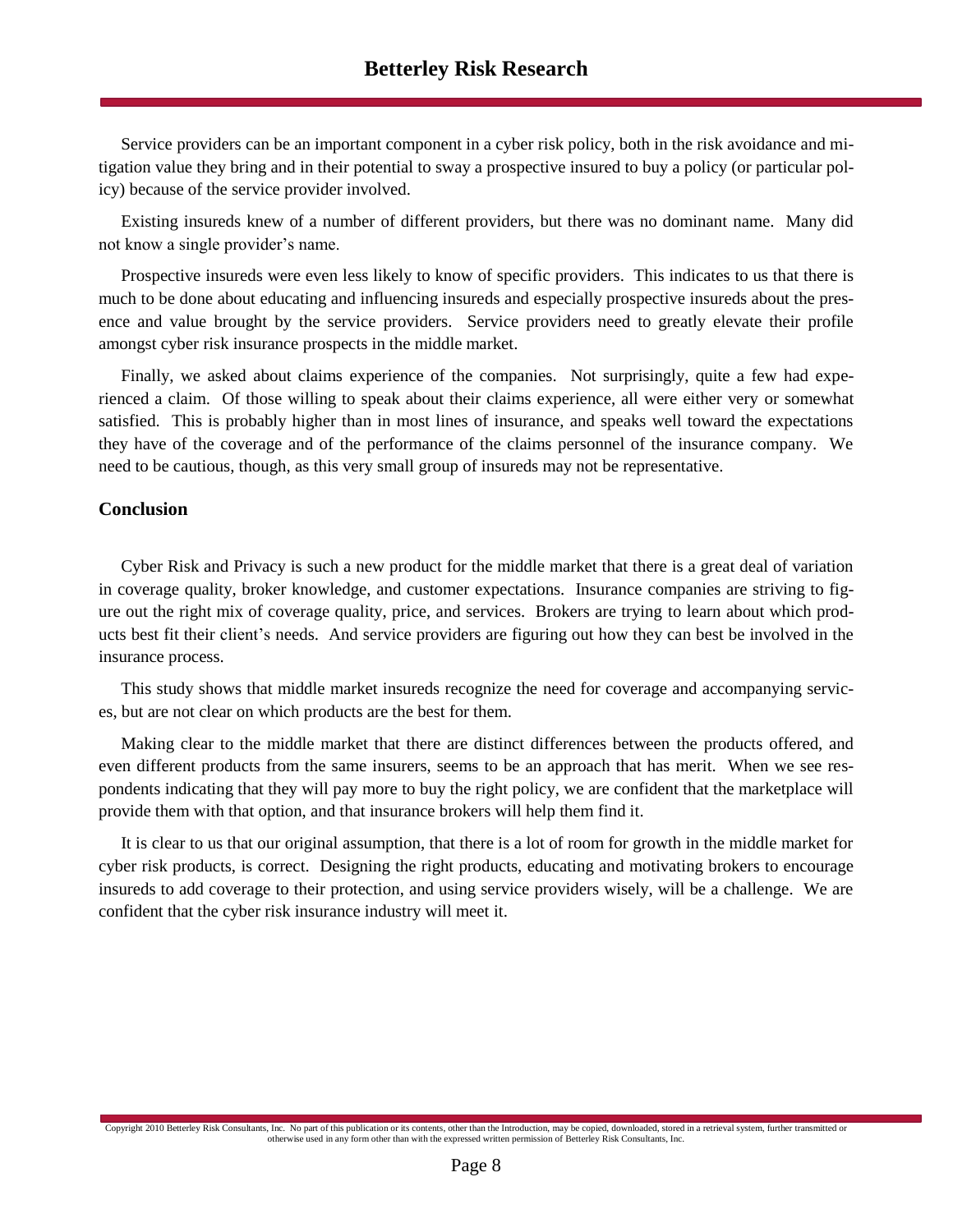Service providers can be an important component in a cyber risk policy, both in the risk avoidance and mitigation value they bring and in their potential to sway a prospective insured to buy a policy (or particular policy) because of the service provider involved.

Existing insureds knew of a number of different providers, but there was no dominant name. Many did not know a single provider's name.

Prospective insureds were even less likely to know of specific providers. This indicates to us that there is much to be done about educating and influencing insureds and especially prospective insureds about the presence and value brought by the service providers. Service providers need to greatly elevate their profile amongst cyber risk insurance prospects in the middle market.

Finally, we asked about claims experience of the companies. Not surprisingly, quite a few had experienced a claim. Of those willing to speak about their claims experience, all were either very or somewhat satisfied. This is probably higher than in most lines of insurance, and speaks well toward the expectations they have of the coverage and of the performance of the claims personnel of the insurance company. We need to be cautious, though, as this very small group of insureds may not be representative.

## Conclusion

Cyber Risk and Privacy is such a new product for the middle market that there is a great deal of variation in coverage quality, broker knowledge, and customer expectations. Insurance companies are striving to figure out the right mix of coverage quality, price, and services. Brokers are trying to learn about which products best fit their client's needs. And service providers are figuring out how they can best be involved in the insurance process.

This study shows that middle market insureds recognize the need for coverage and accompanying services, but are not clear on which products are the best for them.

Making clear to the middle market that there are distinct differences between the products offered, and even different products from the same insurers, seems to be an approach that has merit. When we see respondents indicating that they will pay more to buy the right policy, we are confident that the marketplace will provide them with that option, and that insurance brokers will help them find it.

It is clear to us that our original assumption, that there is a lot of room for growth in the middle market for cyber risk products, is correct. Designing the right products, educating and motivating brokers to encourage insureds to add coverage to their protection, and using service providers wisely, will be a challenge. We are confident that the cyber risk insurance industry will meet it.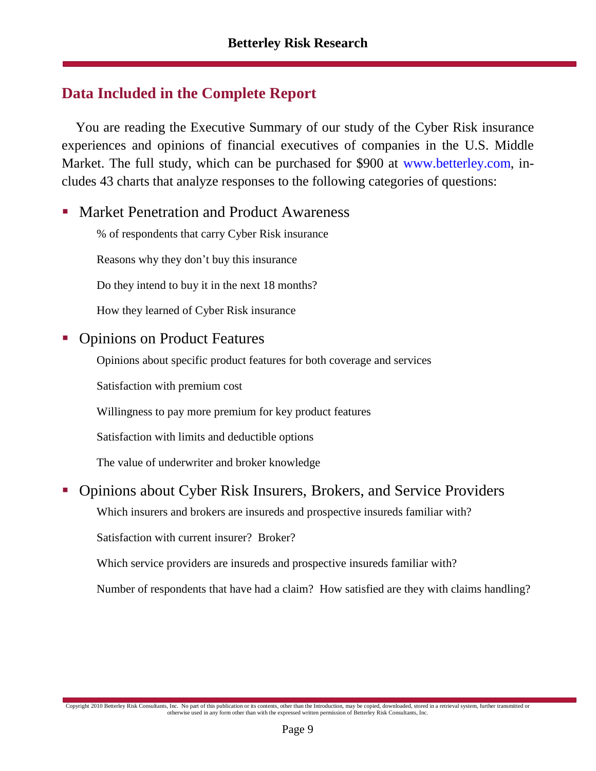## Data Included in the Complete Report

You are reading the Executive Summary of our study of the Cyber Risk insurance experiences and opinions of financial executives of companies in the U.S. Middle Market. The full study, which can be purchased for $900 at www.betterley.com, includes 43 charts that analyze responses to the following categories of questions:

- Market Penetration and Product Awareness

  % of respondents that carry Cyber Risk insurance

  Reasons why they don't buy this insurance

  Do they intend to buy it in the next 18 months?

  How they learned of Cyber Risk insurance

- Opinions on Product Features

  Opinions about specific product features for both coverage and services

  Satisfaction with premium cost

  Willingness to pay more premium for key product features

  Satisfaction with limits and deductible options

  The value of underwriter and broker knowledge

- Opinions about Cyber Risk Insurers, Brokers, and Service Providers

  Which insurers and brokers are insureds and prospective insureds familiar with?

  Satisfaction with current insurer? Broker?

  Which service providers are insureds and prospective insureds familiar with?

  Number of respondents that have had a claim? How satisfied are they with claims handling?

Copyright 2010 Betterley Risk Consultants, Inc. No part of this publication or its contents, other than the Introduction, may be copied, downloaded, stored in a retrieval system, further transmitted or otherwise used in any form other than with the expressed written permission of Betterley Risk Consultants, Inc.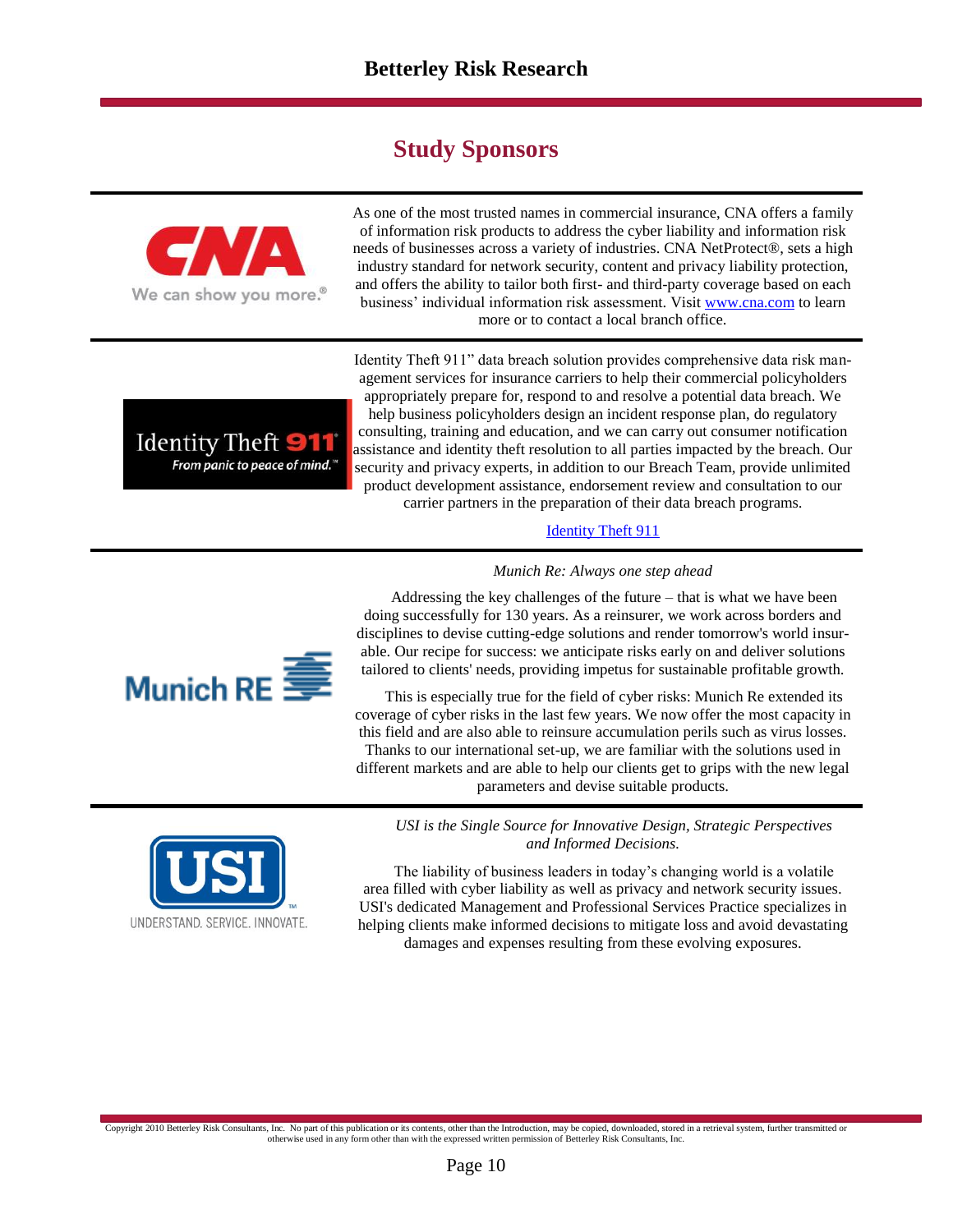## Study Sponsors

As one of the most trusted names in commercial insurance, CNA offers a family of information risk products to address the cyber liability and information risk needs of businesses across a variety of industries. CNA NetProtect®, sets a high industry standard for network security, content and privacy liability protection, and offers the ability to tailor both first- and third-party coverage based on each business' individual information risk assessment. Visit www.cna.com to learn more or to contact a local branch office.

Identity Theft 911" data breach solution provides comprehensive data risk management services for insurance carriers to help their commercial policyholders appropriately prepare for, respond to and resolve a potential data breach. We help business policyholders design an incident response plan, do regulatory consulting, training and education, and we can carry out consumer notification assistance and identity theft resolution to all parties impacted by the breach. Our security and privacy experts, in addition to our Breach Team, provide unlimited product development assistance, endorsement review and consultation to our carrier partners in the preparation of their data breach programs.

Identity Theft 911

*Munich Re: Always one step ahead*

Addressing the key challenges of the future – that is what we have been doing successfully for 130 years. As a reinsurer, we work across borders and disciplines to devise cutting-edge solutions and render tomorrow's world insurable. Our recipe for success: we anticipate risks early on and deliver solutions tailored to clients' needs, providing impetus for sustainable profitable growth.

This is especially true for the field of cyber risks: Munich Re extended its coverage of cyber risks in the last few years. We now offer the most capacity in this field and are also able to reinsure accumulation perils such as virus losses. Thanks to our international set-up, we are familiar with the solutions used in different markets and are able to help our clients get to grips with the new legal parameters and devise suitable products.

*USI is the Single Source for Innovative Design, Strategic Perspectives and Informed Decisions.*

The liability of business leaders in today's changing world is a volatile area filled with cyber liability as well as privacy and network security issues. USI's dedicated Management and Professional Services Practice specializes in helping clients make informed decisions to mitigate loss and avoid devastating damages and expenses resulting from these evolving exposures.